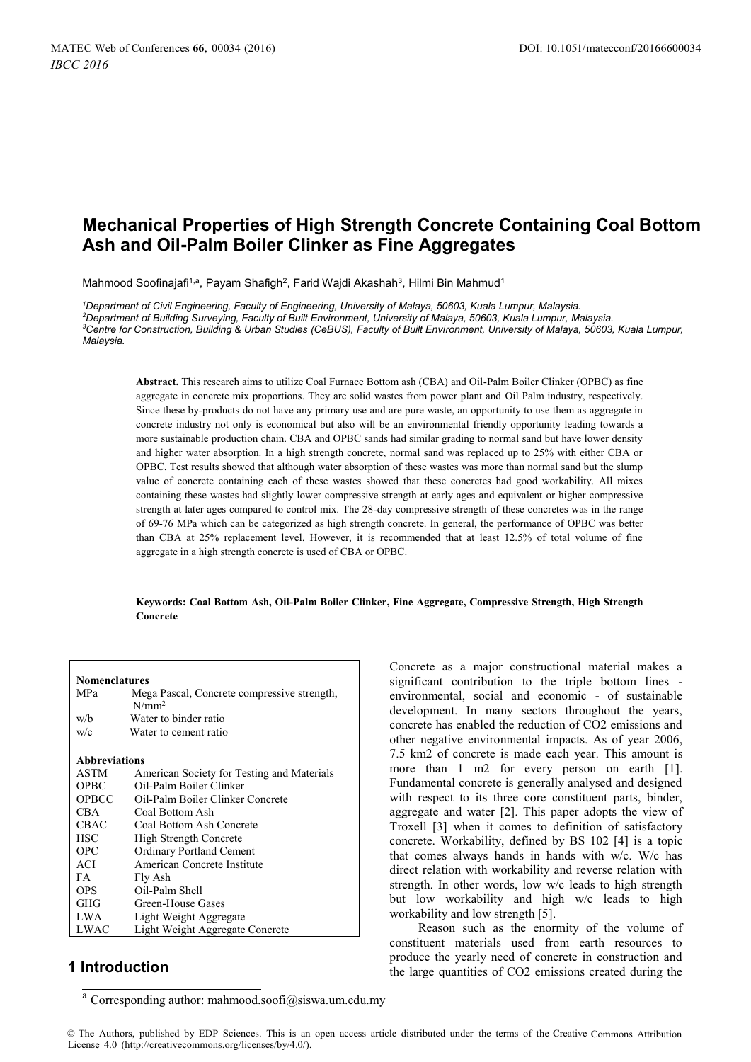# Mechanical Properties of High Strength Concrete Containing Coal Bottom Ash and Oil-Palm Boiler Clinker as Fine Aggregates

Mahmood Soofinajafi[1,a], Payam Shafigh[2], Farid Wajdi Akashah[3], Hilmi Bin Mahmud[1]

[1]*Department of Civil Engineering, Faculty of Engineering, University of Malaya, 50603, Kuala Lumpur, Malaysia.*
[2]*Department of Building Surveying, Faculty of Built Environment, University of Malaya, 50603, Kuala Lumpur, Malaysia.*
[3]*Centre for Construction, Building & Urban Studies (CeBUS), Faculty of Built Environment, University of Malaya, 50603, Kuala Lumpur, Malaysia.*

**Abstract.** This research aims to utilize Coal Furnace Bottom ash (CBA) and Oil-Palm Boiler Clinker (OPBC) as fine aggregate in concrete mix proportions. They are solid wastes from power plant and Oil Palm industry, respectively. Since these by-products do not have any primary use and are pure waste, an opportunity to use them as aggregate in concrete industry not only is economical but also will be an environmental friendly opportunity leading towards a more sustainable production chain. CBA and OPBC sands had similar grading to normal sand but have lower density and higher water absorption. In a high strength concrete, normal sand was replaced up to 25% with either CBA or OPBC. Test results showed that although water absorption of these wastes was more than normal sand but the slump value of concrete containing each of these wastes showed that these concretes had good workability. All mixes containing these wastes had slightly lower compressive strength at early ages and equivalent or higher compressive strength at later ages compared to control mix. The 28-day compressive strength of these concretes was in the range of 69-76 MPa which can be categorized as high strength concrete. In general, the performance of OPBC was better than CBA at 25% replacement level. However, it is recommended that at least 12.5% of total volume of fine aggregate in a high strength concrete is used of CBA or OPBC.

**Keywords: Coal Bottom Ash, Oil-Palm Boiler Clinker, Fine Aggregate, Compressive Strength, High Strength Concrete**

**Nomenclatures**

| | |
|---|---|
| MPa | Mega Pascal, Concrete compressive strength, $N/mm^2$ |
| w/b | Water to binder ratio |
| w/c | Water to cement ratio |

**Abbreviations**

| | |
|---|---|
| ASTM | American Society for Testing and Materials |
| OPBC | Oil-Palm Boiler Clinker |
| OPBCC | Oil-Palm Boiler Clinker Concrete |
| CBA | Coal Bottom Ash |
| CBAC | Coal Bottom Ash Concrete |
| HSC | High Strength Concrete |
| OPC | Ordinary Portland Cement |
| ACI | American Concrete Institute |
| FA | Fly Ash |
| OPS | Oil-Palm Shell |
| GHG | Green-House Gases |
| LWA | Light Weight Aggregate |
| LWAC | Light Weight Aggregate Concrete |

## 1 Introduction

Concrete as a major constructional material makes a significant contribution to the triple bottom lines - environmental, social and economic - of sustainable development. In many sectors throughout the years, concrete has enabled the reduction of CO2 emissions and other negative environmental impacts. As of year 2006, 7.5 km2 of concrete is made each year. This amount is more than 1 m2 for every person on earth [1]. Fundamental concrete is generally analysed and designed with respect to its three core constituent parts, binder, aggregate and water [2]. This paper adopts the view of Troxell [3] when it comes to definition of satisfactory concrete. Workability, defined by BS 102 [4] is a topic that comes always hands in hands with w/c. W/c has direct relation with workability and reverse relation with strength. In other words, low w/c leads to high strength but low workability and high w/c leads to high workability and low strength [5].

Reason such as the enormity of the volume of constituent materials used from earth resources to produce the yearly need of concrete in construction and the large quantities of CO2 emissions created during the

[a] Corresponding author: mahmood.soofi@siswa.um.edu.my

© The Authors, published by EDP Sciences. This is an open access article distributed under the terms of the Creative Commons Attribution License 4.0 (http://creativecommons.org/licenses/by/4.0/).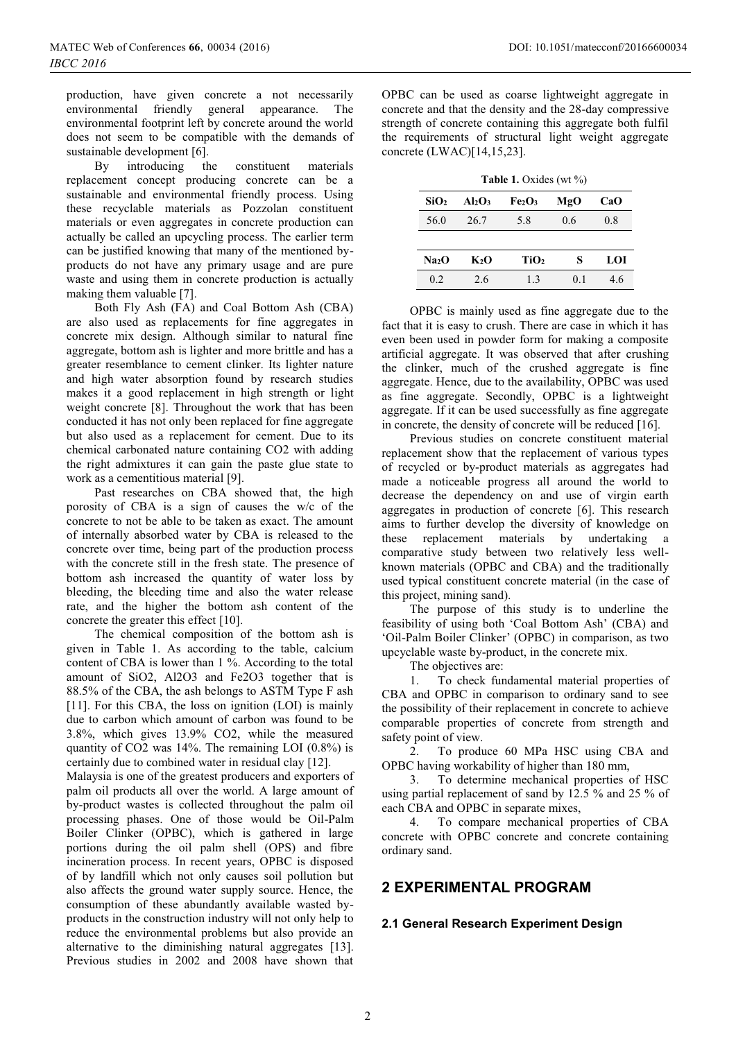production, have given concrete a not necessarily environmental friendly general appearance. The environmental footprint left by concrete around the world does not seem to be compatible with the demands of sustainable development [6].

By introducing the constituent materials replacement concept producing concrete can be a sustainable and environmental friendly process. Using these recyclable materials as Pozzolan constituent materials or even aggregates in concrete production can actually be called an upcycling process. The earlier term can be justified knowing that many of the mentioned by-products do not have any primary usage and are pure waste and using them in concrete production is actually making them valuable [7].

Both Fly Ash (FA) and Coal Bottom Ash (CBA) are also used as replacements for fine aggregates in concrete mix design. Although similar to natural fine aggregate, bottom ash is lighter and more brittle and has a greater resemblance to cement clinker. Its lighter nature and high water absorption found by research studies makes it a good replacement in high strength or light weight concrete [8]. Throughout the work that has been conducted it has not only been replaced for fine aggregate but also used as a replacement for cement. Due to its chemical carbonated nature containing CO2 with adding the right admixtures it can gain the paste glue state to work as a cementitious material [9].

Past researches on CBA showed that, the high porosity of CBA is a sign of causes the w/c of the concrete to not be able to be taken as exact. The amount of internally absorbed water by CBA is released to the concrete over time, being part of the production process with the concrete still in the fresh state. The presence of bottom ash increased the quantity of water loss by bleeding, the bleeding time and also the water release rate, and the higher the bottom ash content of the concrete the greater this effect [10].

The chemical composition of the bottom ash is given in Table 1. As according to the table, calcium content of CBA is lower than 1 %. According to the total amount of SiO2, Al2O3 and Fe2O3 together that is 88.5% of the CBA, the ash belongs to ASTM Type F ash [11]. For this CBA, the loss on ignition (LOI) is mainly due to carbon which amount of carbon was found to be 3.8%, which gives 13.9% CO2, while the measured quantity of CO2 was 14%. The remaining LOI (0.8%) is certainly due to combined water in residual clay [12].

Malaysia is one of the greatest producers and exporters of palm oil products all over the world. A large amount of by-product wastes is collected throughout the palm oil processing phases. One of those would be Oil-Palm Boiler Clinker (OPBC), which is gathered in large portions during the oil palm shell (OPS) and fibre incineration process. In recent years, OPBC is disposed of by landfill which not only causes soil pollution but also affects the ground water supply source. Hence, the consumption of these abundantly available wasted by-products in the construction industry will not only help to reduce the environmental problems but also provide an alternative to the diminishing natural aggregates [13]. Previous studies in 2002 and 2008 have shown that OPBC can be used as coarse lightweight aggregate in concrete and that the density and the 28-day compressive strength of concrete containing this aggregate both fulfil the requirements of structural light weight aggregate concrete (LWAC)[14,15,23].

**Table 1.** Oxides (wt %)

| $SiO_2$ | $Al_2O_3$ | $Fe_2O_3$ | MgO | CaO |
|---|---|---|---|---|
| 56.0 | 26.7 | 5.8 | 0.6 | 0.8 |
| **$Na_2O$** | **$K_2O$** | **$TiO_2$** | **S** | **LOI** |
| 0.2 | 2.6 | 1.3 | 0.1 | 4.6 |

OPBC is mainly used as fine aggregate due to the fact that it is easy to crush. There are case in which it has even been used in powder form for making a composite artificial aggregate. It was observed that after crushing the clinker, much of the crushed aggregate is fine aggregate. Hence, due to the availability, OPBC was used as fine aggregate. Secondly, OPBC is a lightweight aggregate. If it can be used successfully as fine aggregate in concrete, the density of concrete will be reduced [16].

Previous studies on concrete constituent material replacement show that the replacement of various types of recycled or by-product materials as aggregates had made a noticeable progress all around the world to decrease the dependency on and use of virgin earth aggregates in production of concrete [6]. This research aims to further develop the diversity of knowledge on these replacement materials by undertaking a comparative study between two relatively less well-known materials (OPBC and CBA) and the traditionally used typical constituent concrete material (in the case of this project, mining sand).

The purpose of this study is to underline the feasibility of using both 'Coal Bottom Ash' (CBA) and 'Oil-Palm Boiler Clinker' (OPBC) in comparison, as two upcyclable waste by-product, in the concrete mix.

The objectives are:

1. To check fundamental material properties of CBA and OPBC in comparison to ordinary sand to see the possibility of their replacement in concrete to achieve comparable properties of concrete from strength and safety point of view.
2. To produce 60 MPa HSC using CBA and OPBC having workability of higher than 180 mm,
3. To determine mechanical properties of HSC using partial replacement of sand by 12.5 % and 25 % of each CBA and OPBC in separate mixes,
4. To compare mechanical properties of CBA concrete with OPBC concrete and concrete containing ordinary sand.

## 2 EXPERIMENTAL PROGRAM

### 2.1 General Research Experiment Design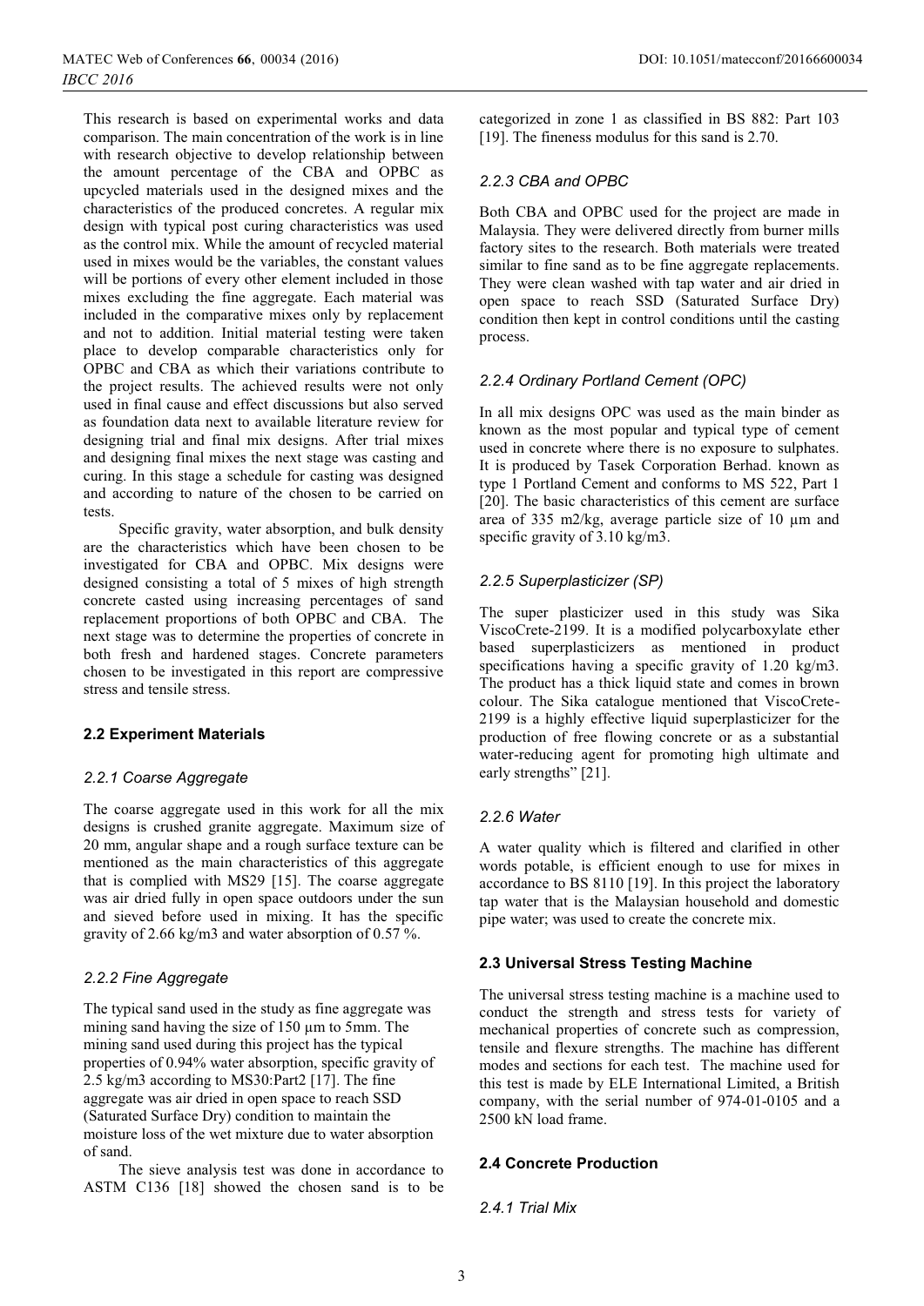This research is based on experimental works and data comparison. The main concentration of the work is in line with research objective to develop relationship between the amount percentage of the CBA and OPBC as upcycled materials used in the designed mixes and the characteristics of the produced concretes. A regular mix design with typical post curing characteristics was used as the control mix. While the amount of recycled material used in mixes would be the variables, the constant values will be portions of every other element included in those mixes excluding the fine aggregate. Each material was included in the comparative mixes only by replacement and not to addition. Initial material testing were taken place to develop comparable characteristics only for OPBC and CBA as which their variations contribute to the project results. The achieved results were not only used in final cause and effect discussions but also served as foundation data next to available literature review for designing trial and final mix designs. After trial mixes and designing final mixes the next stage was casting and curing. In this stage a schedule for casting was designed and according to nature of the chosen to be carried on tests.

Specific gravity, water absorption, and bulk density are the characteristics which have been chosen to be investigated for CBA and OPBC. Mix designs were designed consisting a total of 5 mixes of high strength concrete casted using increasing percentages of sand replacement proportions of both OPBC and CBA. The next stage was to determine the properties of concrete in both fresh and hardened stages. Concrete parameters chosen to be investigated in this report are compressive stress and tensile stress.

### 2.2 Experiment Materials

#### *2.2.1 Coarse Aggregate*

The coarse aggregate used in this work for all the mix designs is crushed granite aggregate. Maximum size of 20 mm, angular shape and a rough surface texture can be mentioned as the main characteristics of this aggregate that is complied with MS29 [15]. The coarse aggregate was air dried fully in open space outdoors under the sun and sieved before used in mixing. It has the specific gravity of 2.66 kg/m3 and water absorption of 0.57 %.

#### *2.2.2 Fine Aggregate*

The typical sand used in the study as fine aggregate was mining sand having the size of 150 µm to 5mm. The mining sand used during this project has the typical properties of 0.94% water absorption, specific gravity of 2.5 kg/m3 according to MS30:Part2 [17]. The fine aggregate was air dried in open space to reach SSD (Saturated Surface Dry) condition to maintain the moisture loss of the wet mixture due to water absorption of sand.

The sieve analysis test was done in accordance to ASTM C136 [18] showed the chosen sand is to be categorized in zone 1 as classified in BS 882: Part 103 [19]. The fineness modulus for this sand is 2.70.

#### *2.2.3 CBA and OPBC*

Both CBA and OPBC used for the project are made in Malaysia. They were delivered directly from burner mills factory sites to the research. Both materials were treated similar to fine sand as to be fine aggregate replacements. They were clean washed with tap water and air dried in open space to reach SSD (Saturated Surface Dry) condition then kept in control conditions until the casting process.

#### *2.2.4 Ordinary Portland Cement (OPC)*

In all mix designs OPC was used as the main binder as known as the most popular and typical type of cement used in concrete where there is no exposure to sulphates. It is produced by Tasek Corporation Berhad. known as type 1 Portland Cement and conforms to MS 522, Part 1 [20]. The basic characteristics of this cement are surface area of 335 m2/kg, average particle size of 10 µm and specific gravity of 3.10 kg/m3.

#### *2.2.5 Superplasticizer (SP)*

The super plasticizer used in this study was Sika ViscoCrete-2199. It is a modified polycarboxylate ether based superplasticizers as mentioned in product specifications having a specific gravity of 1.20 kg/m3. The product has a thick liquid state and comes in brown colour. The Sika catalogue mentioned that ViscoCrete-2199 is a highly effective liquid superplasticizer for the production of free flowing concrete or as a substantial water-reducing agent for promoting high ultimate and early strengths" [21].

#### *2.2.6 Water*

A water quality which is filtered and clarified in other words potable, is efficient enough to use for mixes in accordance to BS 8110 [19]. In this project the laboratory tap water that is the Malaysian household and domestic pipe water; was used to create the concrete mix.

### 2.3 Universal Stress Testing Machine

The universal stress testing machine is a machine used to conduct the strength and stress tests for variety of mechanical properties of concrete such as compression, tensile and flexure strengths. The machine has different modes and sections for each test. The machine used for this test is made by ELE International Limited, a British company, with the serial number of 974-01-0105 and a 2500 kN load frame.

### 2.4 Concrete Production

#### *2.4.1 Trial Mix*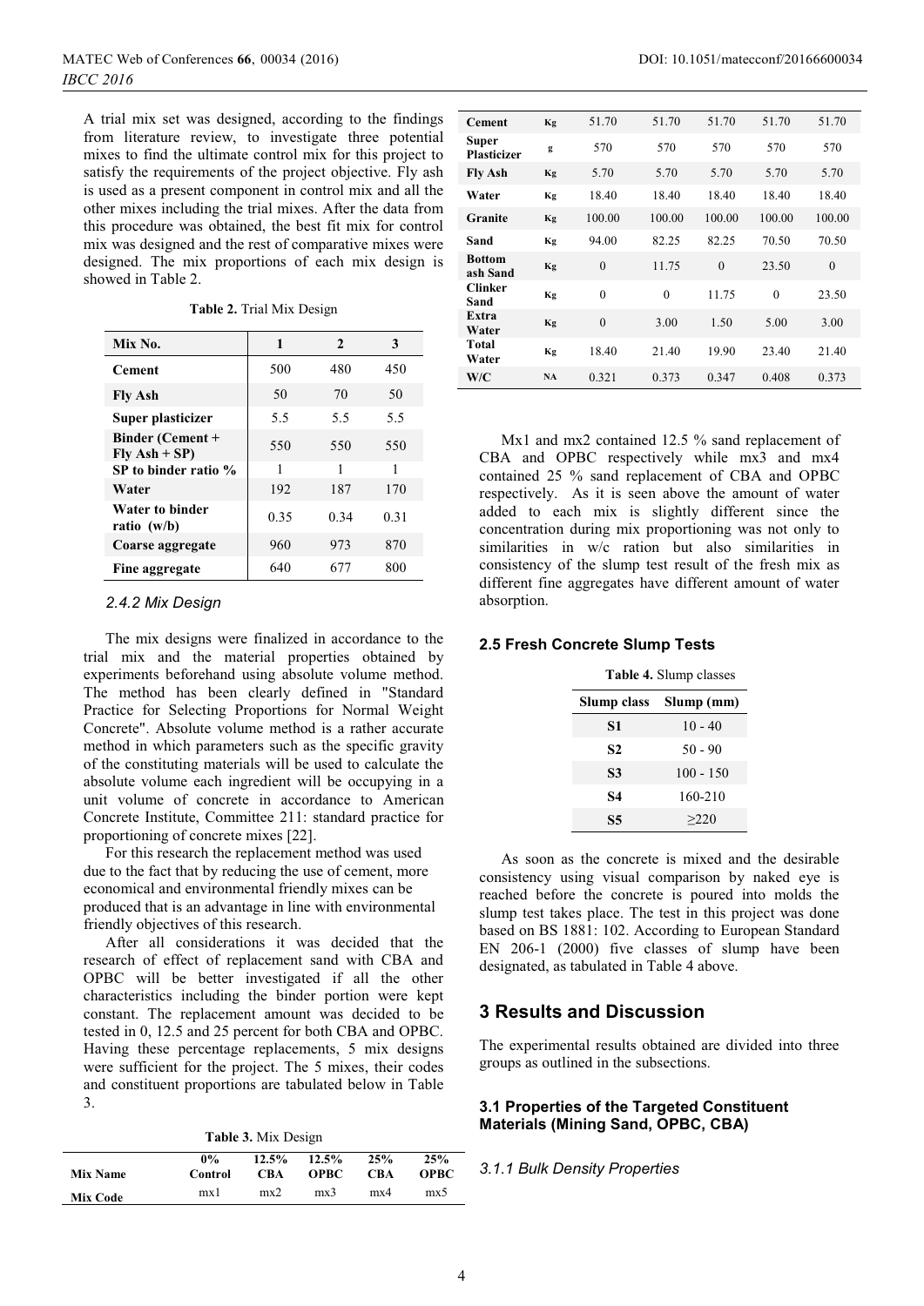A trial mix set was designed, according to the findings from literature review, to investigate three potential mixes to find the ultimate control mix for this project to satisfy the requirements of the project objective. Fly ash is used as a present component in control mix and all the other mixes including the trial mixes. After the data from this procedure was obtained, the best fit mix for control mix was designed and the rest of comparative mixes were designed. The mix proportions of each mix design is showed in Table 2.

**Table 2.** Trial Mix Design

| Mix No. | 1 | 2 | 3 |
|---|---|---|---|
| **Cement** | 500 | 480 | 450 |
| **Fly Ash** | 50 | 70 | 50 |
| **Super plasticizer** | 5.5 | 5.5 | 5.5 |
| **Binder (Cement + Fly Ash + SP)** | 550 | 550 | 550 |
| **SP to binder ratio %** | 1 | 1 | 1 |
| **Water** | 192 | 187 | 170 |
| **Water to binder ratio (w/b)** | 0.35 | 0.34 | 0.31 |
| **Coarse aggregate** | 960 | 973 | 870 |
| **Fine aggregate** | 640 | 677 | 800 |

*2.4.2 Mix Design*

The mix designs were finalized in accordance to the trial mix and the material properties obtained by experiments beforehand using absolute volume method. The method has been clearly defined in "Standard Practice for Selecting Proportions for Normal Weight Concrete". Absolute volume method is a rather accurate method in which parameters such as the specific gravity of the constituting materials will be used to calculate the absolute volume each ingredient will be occupying in a unit volume of concrete in accordance to American Concrete Institute, Committee 211: standard practice for proportioning of concrete mixes [22].

For this research the replacement method was used due to the fact that by reducing the use of cement, more economical and environmental friendly mixes can be produced that is an advantage in line with environmental friendly objectives of this research.

After all considerations it was decided that the research of effect of replacement sand with CBA and OPBC will be better investigated if all the other characteristics including the binder portion were kept constant. The replacement amount was decided to be tested in 0, 12.5 and 25 percent for both CBA and OPBC. Having these percentage replacements, 5 mix designs were sufficient for the project. The 5 mixes, their codes and constituent proportions are tabulated below in Table 3.

**Table 3.** Mix Design

| Mix Name | | 0% Control | 12.5% CBA | 12.5% OPBC | 25% CBA | 25% OPBC |
|---|---|---|---|---|---|---|
| **Mix Code** | | mx1 | mx2 | mx3 | mx4 | mx5 |
| **Cement** | Kg | 51.70 | 51.70 | 51.70 | 51.70 | 51.70 |
| **Super Plasticizer** | g | 570 | 570 | 570 | 570 | 570 |
| **Fly Ash** | Kg | 5.70 | 5.70 | 5.70 | 5.70 | 5.70 |
| **Water** | Kg | 18.40 | 18.40 | 18.40 | 18.40 | 18.40 |
| **Granite** | Kg | 100.00 | 100.00 | 100.00 | 100.00 | 100.00 |
| **Sand** | Kg | 94.00 | 82.25 | 82.25 | 70.50 | 70.50 |
| **Bottom ash Sand** | Kg | 0 | 11.75 | 0 | 23.50 | 0 |
| **Clinker Sand** | Kg | 0 | 0 | 11.75 | 0 | 23.50 |
| **Extra Water** | Kg | 0 | 3.00 | 1.50 | 5.00 | 3.00 |
| **Total Water** | Kg | 18.40 | 21.40 | 19.90 | 23.40 | 21.40 |
| **W/C** | NA | 0.321 | 0.373 | 0.347 | 0.408 | 0.373 |

Mx1 and mx2 contained 12.5 % sand replacement of CBA and OPBC respectively while mx3 and mx4 contained 25 % sand replacement of CBA and OPBC respectively. As it is seen above the amount of water added to each mix is slightly different since the concentration during mix proportioning was not only to similarities in w/c ration but also similarities in consistency of the slump test result of the fresh mix as different fine aggregates have different amount of water absorption.

## 2.5 Fresh Concrete Slump Tests

**Table 4.** Slump classes

| Slump class | Slump (mm) |
|---|---|
| **S1** | 10 - 40 |
| **S2** | 50 - 90 |
| **S3** | 100 - 150 |
| **S4** | 160-210 |
| **S5** | ≥220 |

As soon as the concrete is mixed and the desirable consistency using visual comparison by naked eye is reached before the concrete is poured into molds the slump test takes place. The test in this project was done based on BS 1881: 102. According to European Standard EN 206-1 (2000) five classes of slump have been designated, as tabulated in Table 4 above.

# 3 Results and Discussion

The experimental results obtained are divided into three groups as outlined in the subsections.

## 3.1 Properties of the Targeted Constituent Materials (Mining Sand, OPBC, CBA)

*3.1.1 Bulk Density Properties*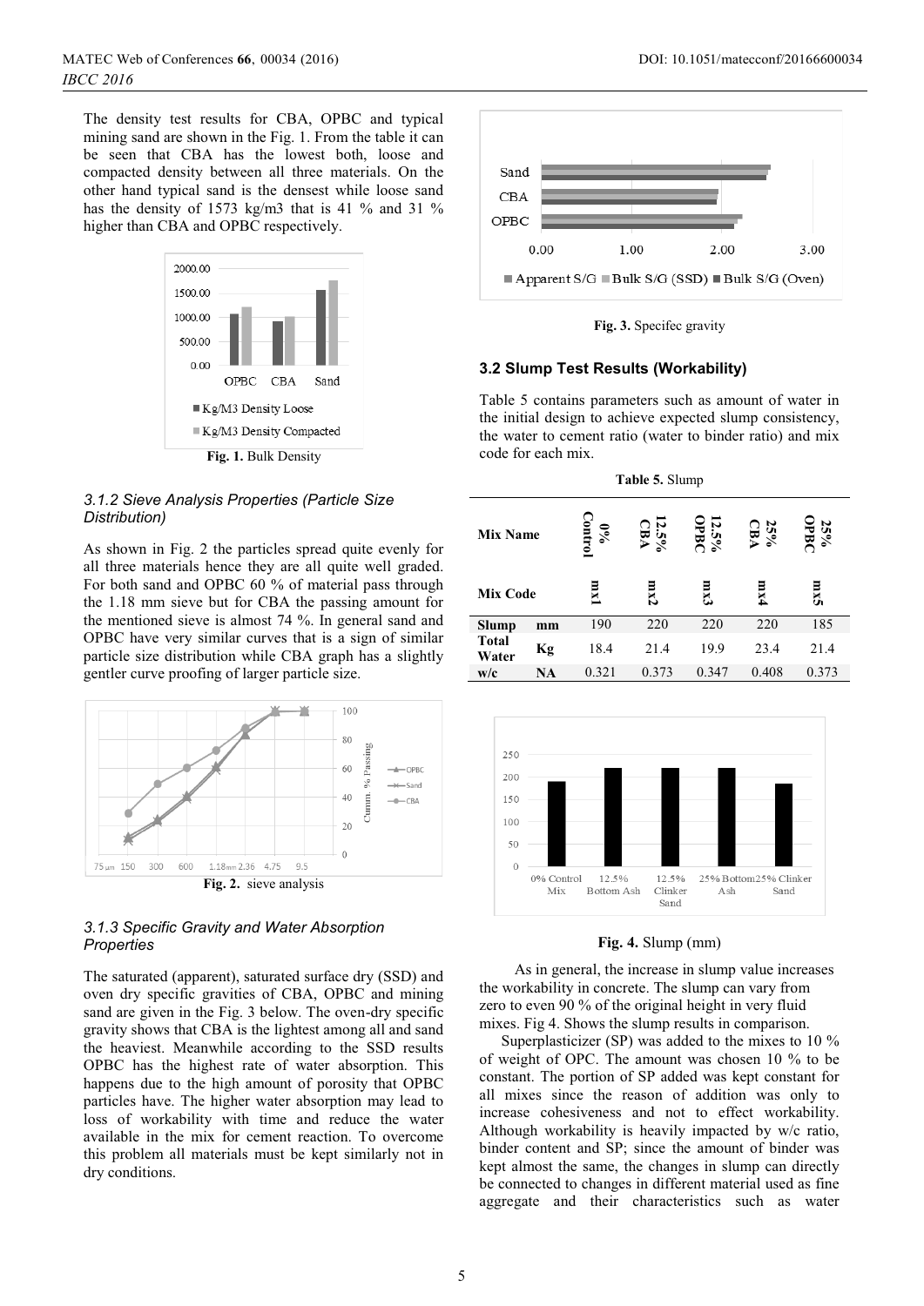The density test results for CBA, OPBC and typical mining sand are shown in the Fig. 1. From the table it can be seen that CBA has the lowest both, loose and compacted density between all three materials. On the other hand typical sand is the densest while loose sand has the density of 1573 kg/m3 that is 41 % and 31 % higher than CBA and OPBC respectively.

**Fig. 1.** Bulk Density

### *3.1.2 Sieve Analysis Properties (Particle Size Distribution)*

As shown in Fig. 2 the particles spread quite evenly for all three materials hence they are all quite well graded. For both sand and OPBC 60 % of material pass through the 1.18 mm sieve but for CBA the passing amount for the mentioned sieve is almost 74 %. In general sand and OPBC have very similar curves that is a sign of similar particle size distribution while CBA graph has a slightly gentler curve proofing of larger particle size.

**Fig. 2.** sieve analysis

### *3.1.3 Specific Gravity and Water Absorption Properties*

The saturated (apparent), saturated surface dry (SSD) and oven dry specific gravities of CBA, OPBC and mining sand are given in the Fig. 3 below. The oven-dry specific gravity shows that CBA is the lightest among all and sand the heaviest. Meanwhile according to the SSD results OPBC has the highest rate of water absorption. This happens due to the high amount of porosity that OPBC particles have. The higher water absorption may lead to loss of workability with time and reduce the water available in the mix for cement reaction. To overcome this problem all materials must be kept similarly not in dry conditions.

**Fig. 3.** Specifec gravity

### 3.2 Slump Test Results (Workability)

Table 5 contains parameters such as amount of water in the initial design to achieve expected slump consistency, the water to cement ratio (water to binder ratio) and mix code for each mix.

**Table 5.** Slump

| Mix Name | | 0% Control | 12.5% CBA | 12.5% OPBC | 25% CBA | 25% OPBC |
|---|---|---|---|---|---|---|
| Mix Code | | mx1 | mx2 | mx3 | mx4 | mx5 |
| **Slump** | **mm** | 190 | 220 | 220 | 220 | 185 |
| **Total Water** | **Kg** | 18.4 | 21.4 | 19.9 | 23.4 | 21.4 |
| **w/c** | **NA** | 0.321 | 0.373 | 0.347 | 0.408 | 0.373 |

**Fig. 4.** Slump (mm)

As in general, the increase in slump value increases the workability in concrete. The slump can vary from zero to even 90 % of the original height in very fluid mixes. Fig 4. Shows the slump results in comparison.

Superplasticizer (SP) was added to the mixes to 10 % of weight of OPC. The amount was chosen 10 % to be constant. The portion of SP added was kept constant for all mixes since the reason of addition was only to increase cohesiveness and not to effect workability. Although workability is heavily impacted by w/c ratio, binder content and SP; since the amount of binder was kept almost the same, the changes in slump can directly be connected to changes in different material used as fine aggregate and their characteristics such as water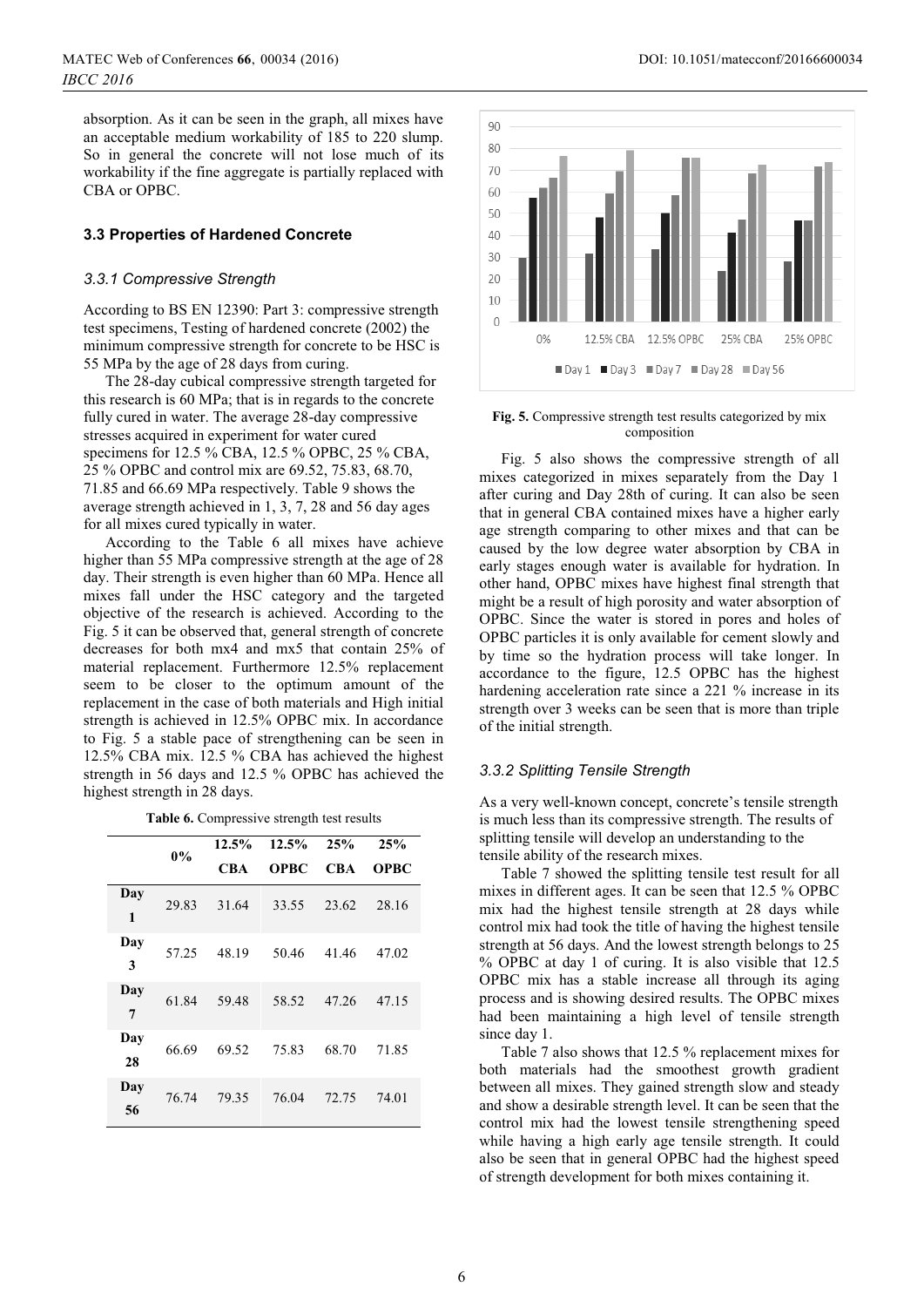absorption. As it can be seen in the graph, all mixes have an acceptable medium workability of 185 to 220 slump. So in general the concrete will not lose much of its workability if the fine aggregate is partially replaced with CBA or OPBC.

### 3.3 Properties of Hardened Concrete

#### *3.3.1 Compressive Strength*

According to BS EN 12390: Part 3: compressive strength test specimens, Testing of hardened concrete (2002) the minimum compressive strength for concrete to be HSC is 55 MPa by the age of 28 days from curing.

The 28-day cubical compressive strength targeted for this research is 60 MPa; that is in regards to the concrete fully cured in water. The average 28-day compressive stresses acquired in experiment for water cured specimens for 12.5 % CBA, 12.5 % OPBC, 25 % CBA, 25 % OPBC and control mix are 69.52, 75.83, 68.70, 71.85 and 66.69 MPa respectively. Table 9 shows the average strength achieved in 1, 3, 7, 28 and 56 day ages for all mixes cured typically in water.

According to the Table 6 all mixes have achieve higher than 55 MPa compressive strength at the age of 28 day. Their strength is even higher than 60 MPa. Hence all mixes fall under the HSC category and the targeted objective of the research is achieved. According to the Fig. 5 it can be observed that, general strength of concrete decreases for both mx4 and mx5 that contain 25% of material replacement. Furthermore 12.5% replacement seem to be closer to the optimum amount of the replacement in the case of both materials and High initial strength is achieved in 12.5% OPBC mix. In accordance to Fig. 5 a stable pace of strengthening can be seen in 12.5% CBA mix. 12.5 % CBA has achieved the highest strength in 56 days and 12.5 % OPBC has achieved the highest strength in 28 days.

**Table 6.** Compressive strength test results

| | 0% | 12.5% CBA | 12.5% OPBC | 25% CBA | 25% OPBC |
|---|---|---|---|---|---|
| Day 1 | 29.83 | 31.64 | 33.55 | 23.62 | 28.16 |
| Day 3 | 57.25 | 48.19 | 50.46 | 41.46 | 47.02 |
| Day 7 | 61.84 | 59.48 | 58.52 | 47.26 | 47.15 |
| Day 28 | 66.69 | 69.52 | 75.83 | 68.70 | 71.85 |
| Day 56 | 76.74 | 79.35 | 76.04 | 72.75 | 74.01 |

**Fig. 5.** Compressive strength test results categorized by mix composition

Fig. 5 also shows the compressive strength of all mixes categorized in mixes separately from the Day 1 after curing and Day 28th of curing. It can also be seen that in general CBA contained mixes have a higher early age strength comparing to other mixes and that can be caused by the low degree water absorption by CBA in early stages enough water is available for hydration. In other hand, OPBC mixes have highest final strength that might be a result of high porosity and water absorption of OPBC. Since the water is stored in pores and holes of OPBC particles it is only available for cement slowly and by time so the hydration process will take longer. In accordance to the figure, 12.5 OPBC has the highest hardening acceleration rate since a 221 % increase in its strength over 3 weeks can be seen that is more than triple of the initial strength.

#### *3.3.2 Splitting Tensile Strength*

As a very well-known concept, concrete's tensile strength is much less than its compressive strength. The results of splitting tensile will develop an understanding to the tensile ability of the research mixes.

Table 7 showed the splitting tensile test result for all mixes in different ages. It can be seen that 12.5 % OPBC mix had the highest tensile strength at 28 days while control mix had took the title of having the highest tensile strength at 56 days. And the lowest strength belongs to 25 % OPBC at day 1 of curing. It is also visible that 12.5 OPBC mix has a stable increase all through its aging process and is showing desired results. The OPBC mixes had been maintaining a high level of tensile strength since day 1.

Table 7 also shows that 12.5 % replacement mixes for both materials had the smoothest growth gradient between all mixes. They gained strength slow and steady and show a desirable strength level. It can be seen that the control mix had the lowest tensile strengthening speed while having a high early age tensile strength. It could also be seen that in general OPBC had the highest speed of strength development for both mixes containing it.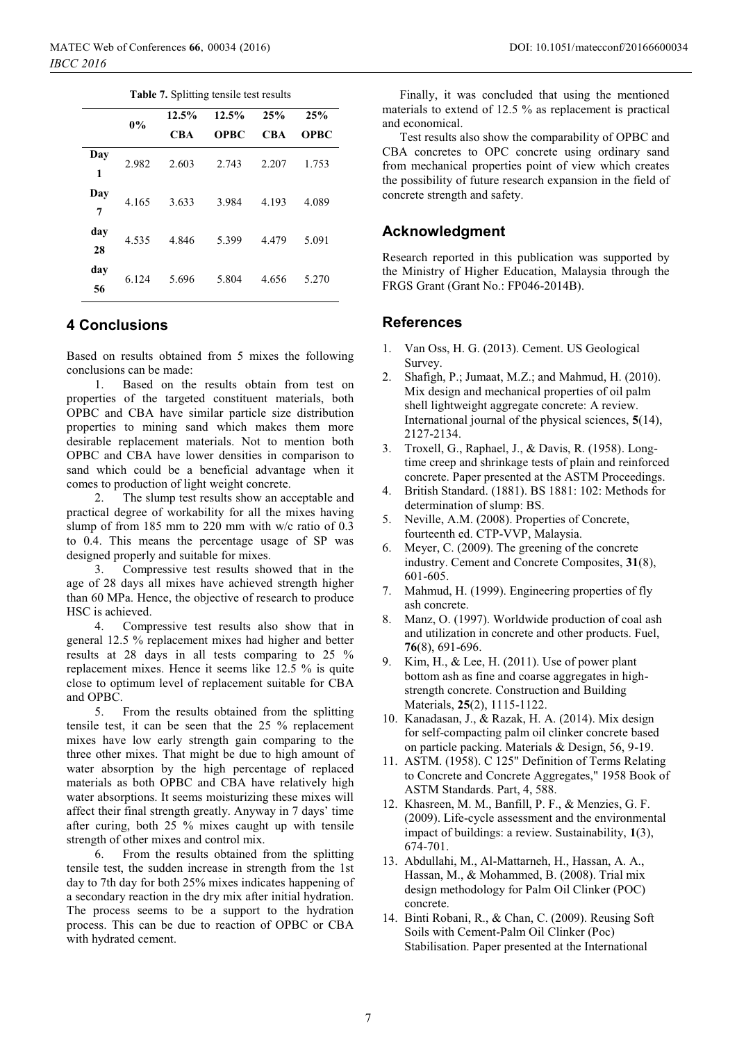**Table 7.** Splitting tensile test results

| | 0% | 12.5% CBA | 12.5% OPBC | 25% CBA | 25% OPBC |
|---|---|---|---|---|---|
| **Day 1** | 2.982 | 2.603 | 2.743 | 2.207 | 1.753 |
| **Day 7** | 4.165 | 3.633 | 3.984 | 4.193 | 4.089 |
| **day 28** | 4.535 | 4.846 | 5.399 | 4.479 | 5.091 |
| **day 56** | 6.124 | 5.696 | 5.804 | 4.656 | 5.270 |

## 4 Conclusions

Based on results obtained from 5 mixes the following conclusions can be made:

1. Based on the results obtain from test on properties of the targeted constituent materials, both OPBC and CBA have similar particle size distribution properties to mining sand which makes them more desirable replacement materials. Not to mention both OPBC and CBA have lower densities in comparison to sand which could be a beneficial advantage when it comes to production of light weight concrete.

2. The slump test results show an acceptable and practical degree of workability for all the mixes having slump of from 185 mm to 220 mm with w/c ratio of 0.3 to 0.4. This means the percentage usage of SP was designed properly and suitable for mixes.

3. Compressive test results showed that in the age of 28 days all mixes have achieved strength higher than 60 MPa. Hence, the objective of research to produce HSC is achieved.

4. Compressive test results also show that in general 12.5 % replacement mixes had higher and better results at 28 days in all tests comparing to 25 % replacement mixes. Hence it seems like 12.5 % is quite close to optimum level of replacement suitable for CBA and OPBC.

5. From the results obtained from the splitting tensile test, it can be seen that the 25 % replacement mixes have low early strength gain comparing to the three other mixes. That might be due to high amount of water absorption by the high percentage of replaced materials as both OPBC and CBA have relatively high water absorptions. It seems moisturizing these mixes will affect their final strength greatly. Anyway in 7 days' time after curing, both 25 % mixes caught up with tensile strength of other mixes and control mix.

6. From the results obtained from the splitting tensile test, the sudden increase in strength from the 1st day to 7th day for both 25% mixes indicates happening of a secondary reaction in the dry mix after initial hydration. The process seems to be a support to the hydration process. This can be due to reaction of OPBC or CBA with hydrated cement.

Finally, it was concluded that using the mentioned materials to extend of 12.5 % as replacement is practical and economical.

Test results also show the comparability of OPBC and CBA concretes to OPC concrete using ordinary sand from mechanical properties point of view which creates the possibility of future research expansion in the field of concrete strength and safety.

## Acknowledgment

Research reported in this publication was supported by the Ministry of Higher Education, Malaysia through the FRGS Grant (Grant No.: FP046-2014B).

## References

1. Van Oss, H. G. (2013). Cement. US Geological Survey.
2. Shafigh, P.; Jumaat, M.Z.; and Mahmud, H. (2010). Mix design and mechanical properties of oil palm shell lightweight aggregate concrete: A review. International journal of the physical sciences, **5**(14), 2127-2134.
3. Troxell, G., Raphael, J., & Davis, R. (1958). Long-time creep and shrinkage tests of plain and reinforced concrete. Paper presented at the ASTM Proceedings.
4. British Standard. (1881). BS 1881: 102: Methods for determination of slump: BS.
5. Neville, A.M. (2008). Properties of Concrete, fourteenth ed. CTP-VVP, Malaysia.
6. Meyer, C. (2009). The greening of the concrete industry. Cement and Concrete Composites, **31**(8), 601-605.
7. Mahmud, H. (1999). Engineering properties of fly ash concrete.
8. Manz, O. (1997). Worldwide production of coal ash and utilization in concrete and other products. Fuel, **76**(8), 691-696.
9. Kim, H., & Lee, H. (2011). Use of power plant bottom ash as fine and coarse aggregates in high-strength concrete. Construction and Building Materials, **25**(2), 1115-1122.
10. Kanadasan, J., & Razak, H. A. (2014). Mix design for self-compacting palm oil clinker concrete based on particle packing. Materials & Design, 56, 9-19.
11. ASTM. (1958). C 125" Definition of Terms Relating to Concrete and Concrete Aggregates," 1958 Book of ASTM Standards. Part, 4, 588.
12. Khasreen, M. M., Banfill, P. F., & Menzies, G. F. (2009). Life-cycle assessment and the environmental impact of buildings: a review. Sustainability, **1**(3), 674-701.
13. Abdullahi, M., Al-Mattarneh, H., Hassan, A. A., Hassan, M., & Mohammed, B. (2008). Trial mix design methodology for Palm Oil Clinker (POC) concrete.
14. Binti Robani, R., & Chan, C. (2009). Reusing Soft Soils with Cement-Palm Oil Clinker (Poc) Stabilisation. Paper presented at the International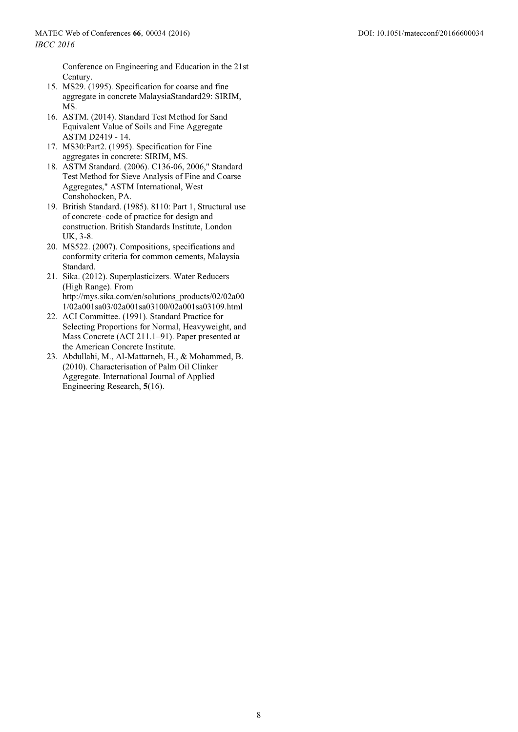Conference on Engineering and Education in the 21st Century.

15. MS29. (1995). Specification for coarse and fine aggregate in concrete MalaysiaStandard29: SIRIM, MS.
16. ASTM. (2014). Standard Test Method for Sand Equivalent Value of Soils and Fine Aggregate ASTM D2419 - 14.
17. MS30:Part2. (1995). Specification for Fine aggregates in concrete: SIRIM, MS.
18. ASTM Standard. (2006). C136-06, 2006," Standard Test Method for Sieve Analysis of Fine and Coarse Aggregates," ASTM International, West Conshohocken, PA.
19. British Standard. (1985). 8110: Part 1, Structural use of concrete–code of practice for design and construction. British Standards Institute, London UK, 3-8.
20. MS522. (2007). Compositions, specifications and conformity criteria for common cements, Malaysia Standard.
21. Sika. (2012). Superplasticizers. Water Reducers (High Range). From http://mys.sika.com/en/solutions_products/02/02a001/02a001sa03/02a001sa03100/02a001sa03109.html
22. ACI Committee. (1991). Standard Practice for Selecting Proportions for Normal, Heavyweight, and Mass Concrete (ACI 211.1–91). Paper presented at the American Concrete Institute.
23. Abdullahi, M., Al-Mattarneh, H., & Mohammed, B. (2010). Characterisation of Palm Oil Clinker Aggregate. International Journal of Applied Engineering Research, **5**(16).